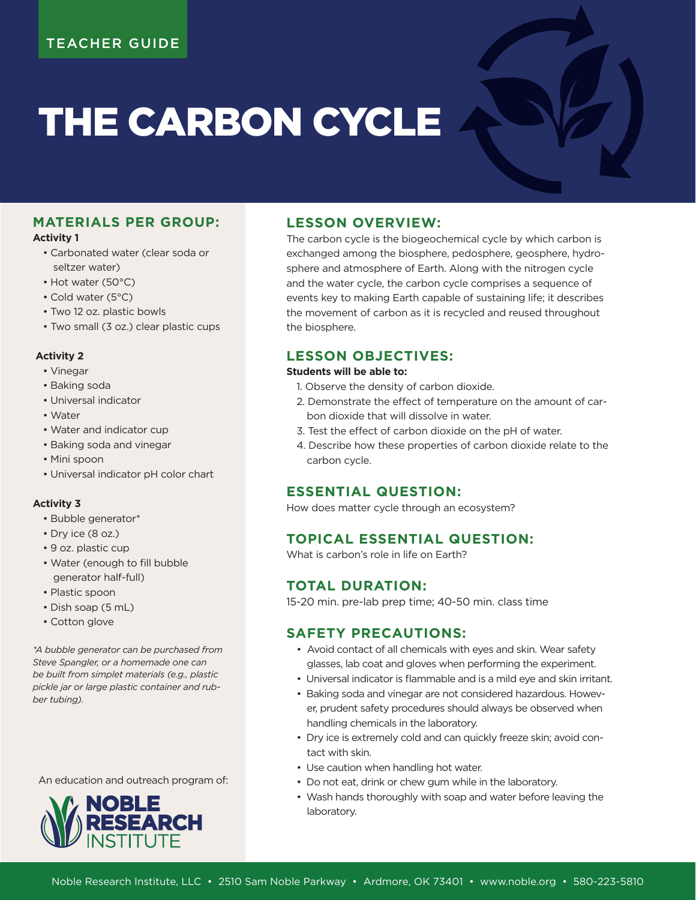TEACHER GUIDE

# THE CARBON CYCLE

## MATERIALS PER GROUP:

**Activity 1**

- Carbonated water (clear soda or seltzer water)
- Hot water (50°C)
- Cold water (5°C)
- Two 12 oz. plastic bowls
- Two small (3 oz.) clear plastic cups

**Activity 2**

- Vinegar
- Baking soda
- Universal indicator
- Water
- Water and indicator cup
- Baking soda and vinegar
- Mini spoon
- Universal indicator pH color chart

**Activity 3**

- Bubble generator*
- Dry ice (8 oz.)
- 9 oz. plastic cup
- Water (enough to fill bubble generator half-full)
- Plastic spoon
- Dish soap (5 mL)
- Cotton glove

*\*A bubble generator can be purchased from Steve Spangler, or a homemade one can be built from simplet materials (e.g., plastic pickle jar or large plastic container and rubber tubing).*

An education and outreach program of: NOBLE RESEARCH INSTITUTE

## LESSON OVERVIEW:

The carbon cycle is the biogeochemical cycle by which carbon is exchanged among the biosphere, pedosphere, geosphere, hydrosphere and atmosphere of Earth. Along with the nitrogen cycle and the water cycle, the carbon cycle comprises a sequence of events key to making Earth capable of sustaining life; it describes the movement of carbon as it is recycled and reused throughout the biosphere.

## LESSON OBJECTIVES:

**Students will be able to:**

1. Observe the density of carbon dioxide.
2. Demonstrate the effect of temperature on the amount of carbon dioxide that will dissolve in water.
3. Test the effect of carbon dioxide on the pH of water.
4. Describe how these properties of carbon dioxide relate to the carbon cycle.

## ESSENTIAL QUESTION:

How does matter cycle through an ecosystem?

## TOPICAL ESSENTIAL QUESTION:

What is carbon's role in life on Earth?

## TOTAL DURATION:

15-20 min. pre-lab prep time; 40-50 min. class time

## SAFETY PRECAUTIONS:

- Avoid contact of all chemicals with eyes and skin. Wear safety glasses, lab coat and gloves when performing the experiment.
- Universal indicator is flammable and is a mild eye and skin irritant.
- Baking soda and vinegar are not considered hazardous. However, prudent safety procedures should always be observed when handling chemicals in the laboratory.
- Dry ice is extremely cold and can quickly freeze skin; avoid contact with skin.
- Use caution when handling hot water.
- Do not eat, drink or chew gum while in the laboratory.
- Wash hands thoroughly with soap and water before leaving the laboratory.

Noble Research Institute, LLC • 2510 Sam Noble Parkway • Ardmore, OK 73401 • www.noble.org • 580-223-5810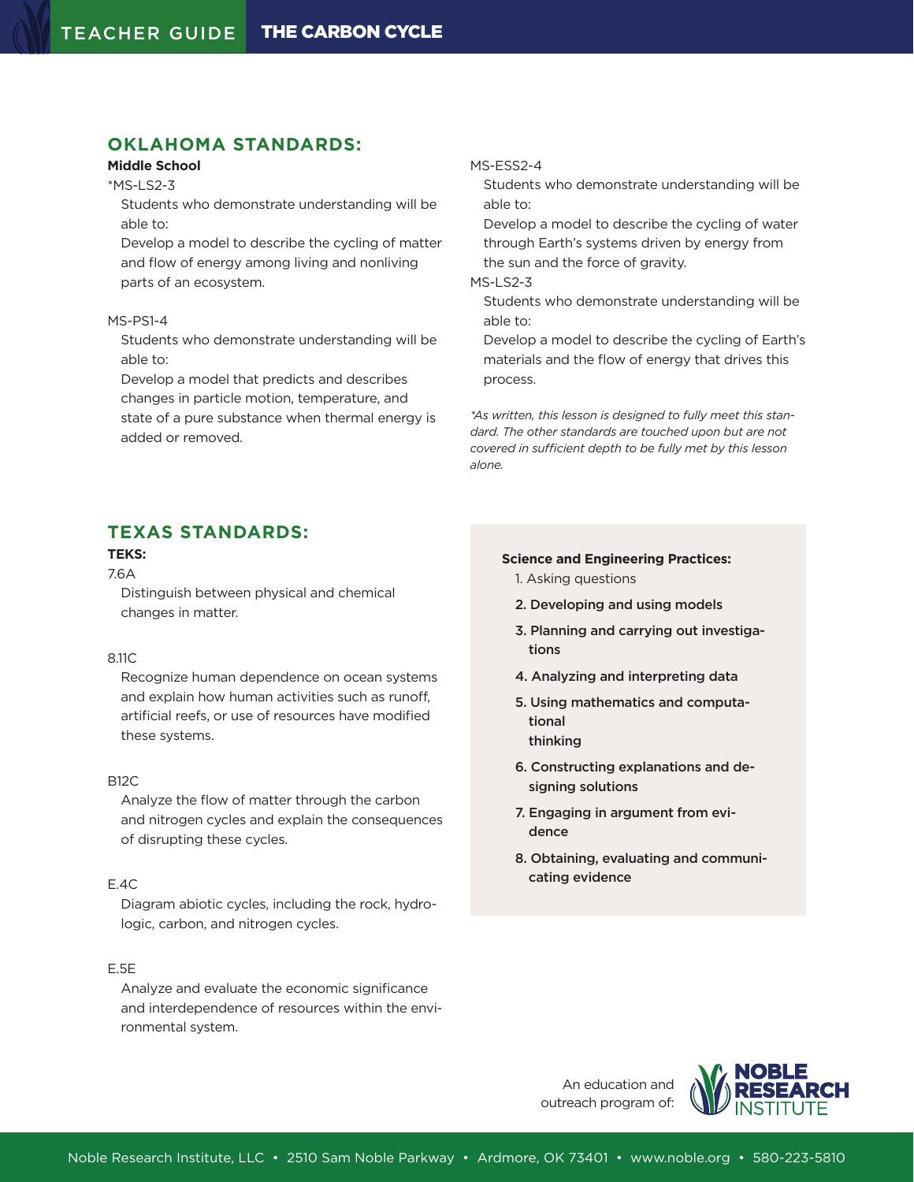## OKLAHOMA STANDARDS:

**Middle School**

*MS-LS2-3

Students who demonstrate understanding will be able to:

Develop a model to describe the cycling of matter and flow of energy among living and nonliving parts of an ecosystem.

MS-PS1-4

Students who demonstrate understanding will be able to:

Develop a model that predicts and describes changes in particle motion, temperature, and state of a pure substance when thermal energy is added or removed.

MS-ESS2-4

Students who demonstrate understanding will be able to:

Develop a model to describe the cycling of water through Earth's systems driven by energy from the sun and the force of gravity.

MS-LS2-3

Students who demonstrate understanding will be able to:

Develop a model to describe the cycling of Earth's materials and the flow of energy that drives this process.

*\*As written, this lesson is designed to fully meet this standard. The other standards are touched upon but are not covered in sufficient depth to be fully met by this lesson alone.*

## TEXAS STANDARDS:

**TEKS:**

7.6A

Distinguish between physical and chemical changes in matter.

8.11C

Recognize human dependence on ocean systems and explain how human activities such as runoff, artificial reefs, or use of resources have modified these systems.

B12C

Analyze the flow of matter through the carbon and nitrogen cycles and explain the consequences of disrupting these cycles.

E.4C

Diagram abiotic cycles, including the rock, hydrologic, carbon, and nitrogen cycles.

E.5E

Analyze and evaluate the economic significance and interdependence of resources within the environmental system.

**Science and Engineering Practices:**

1. Asking questions
2. **Developing and using models**
3. **Planning and carrying out investigations**
4. **Analyzing and interpreting data**
5. **Using mathematics and computational thinking**
6. **Constructing explanations and designing solutions**
7. **Engaging in argument from evidence**
8. **Obtaining, evaluating and communicating evidence**

An education and outreach program of: NOBLE RESEARCH INSTITUTE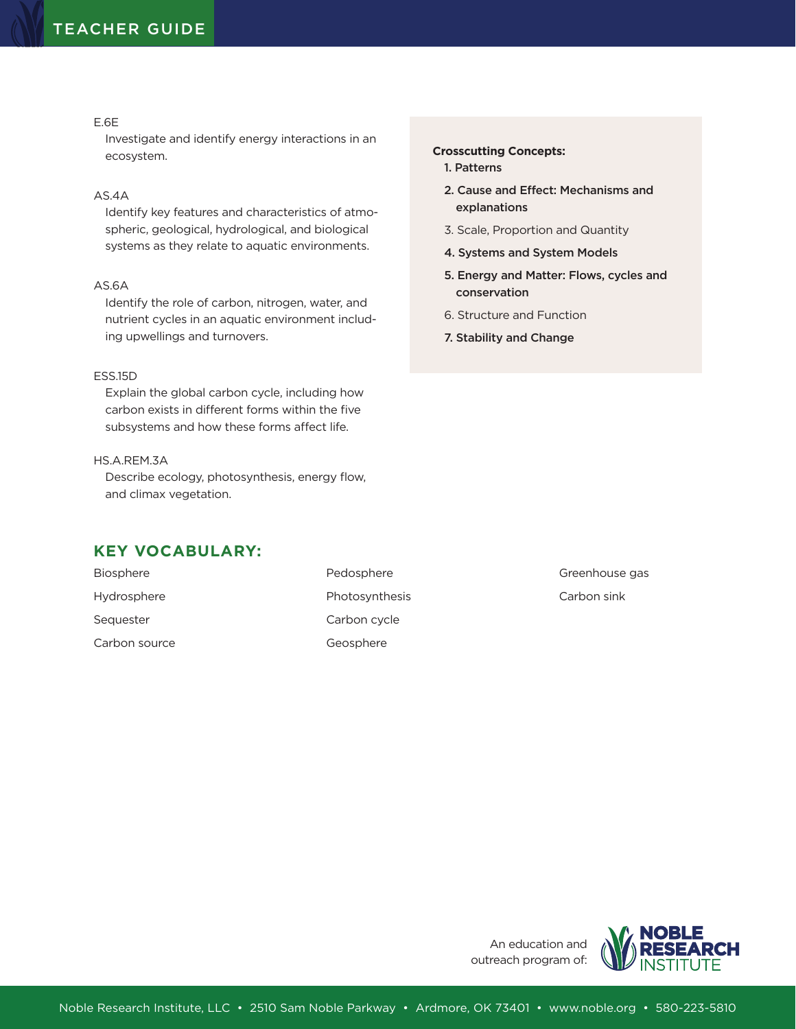E.6E

Investigate and identify energy interactions in an ecosystem.

AS.4A

Identify key features and characteristics of atmospheric, geological, hydrological, and biological systems as they relate to aquatic environments.

AS.6A

Identify the role of carbon, nitrogen, water, and nutrient cycles in an aquatic environment including upwellings and turnovers.

ESS.15D

Explain the global carbon cycle, including how carbon exists in different forms within the five subsystems and how these forms affect life.

HS.A.REM.3A

Describe ecology, photosynthesis, energy flow, and climax vegetation.

**Crosscutting Concepts:**

1. **Patterns**
2. **Cause and Effect: Mechanisms and explanations**
3. Scale, Proportion and Quantity
4. **Systems and System Models**
5. **Energy and Matter: Flows, cycles and conservation**
6. Structure and Function
7. **Stability and Change**

## KEY VOCABULARY:

- Biosphere
- Hydrosphere
- Sequester
- Carbon source
- Pedosphere
- Photosynthesis
- Carbon cycle
- Geosphere
- Greenhouse gas
- Carbon sink

An education and outreach program of: Noble Research Institute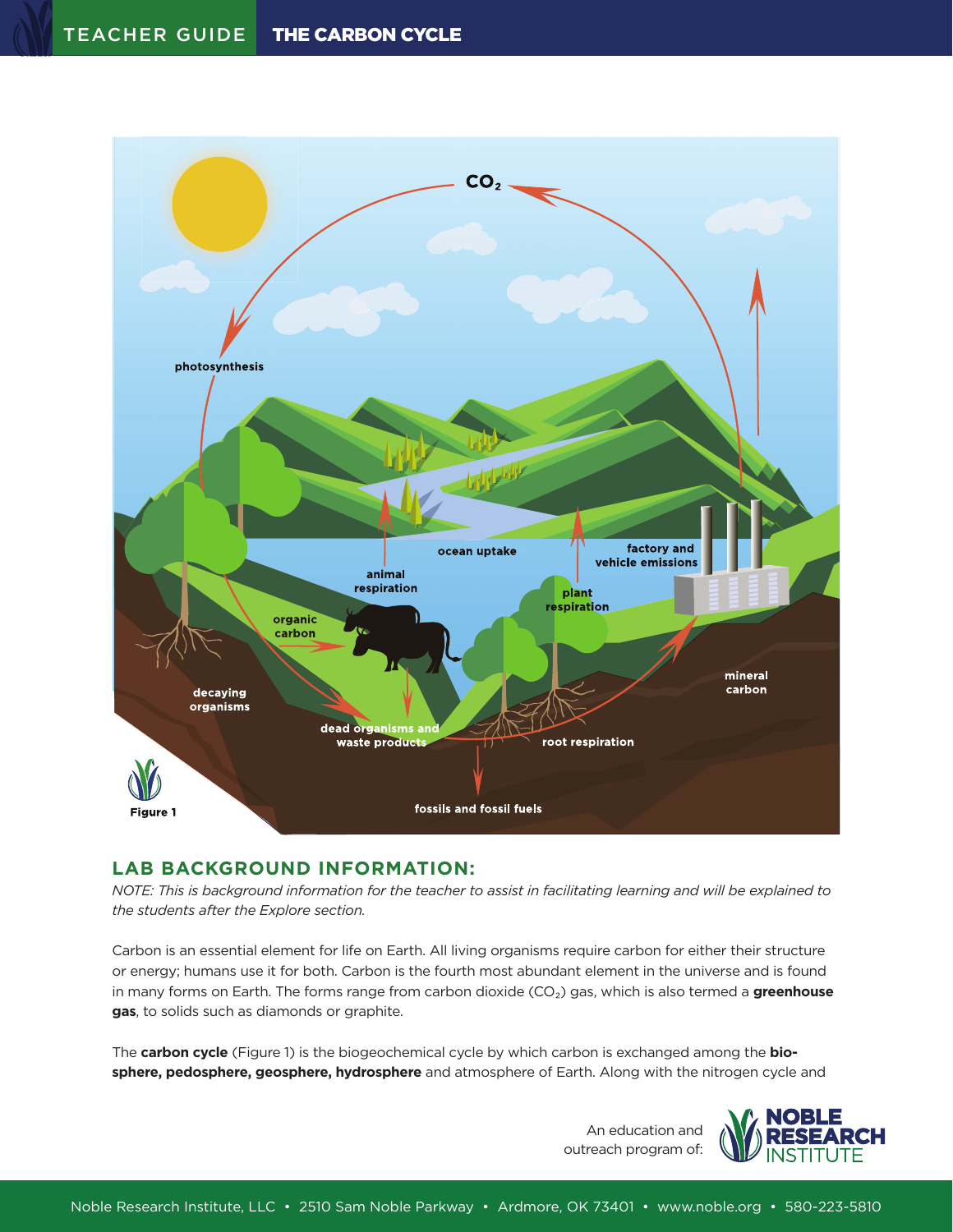Figure 1

## LAB BACKGROUND INFORMATION:

*NOTE: This is background information for the teacher to assist in facilitating learning and will be explained to the students after the Explore section.*

Carbon is an essential element for life on Earth. All living organisms require carbon for either their structure or energy; humans use it for both. Carbon is the fourth most abundant element in the universe and is found in many forms on Earth. The forms range from carbon dioxide ($CO_2$) gas, which is also termed a **greenhouse gas**, to solids such as diamonds or graphite.

The **carbon cycle** (Figure 1) is the biogeochemical cycle by which carbon is exchanged among the **biosphere, pedosphere, geosphere, hydrosphere** and atmosphere of Earth. Along with the nitrogen cycle and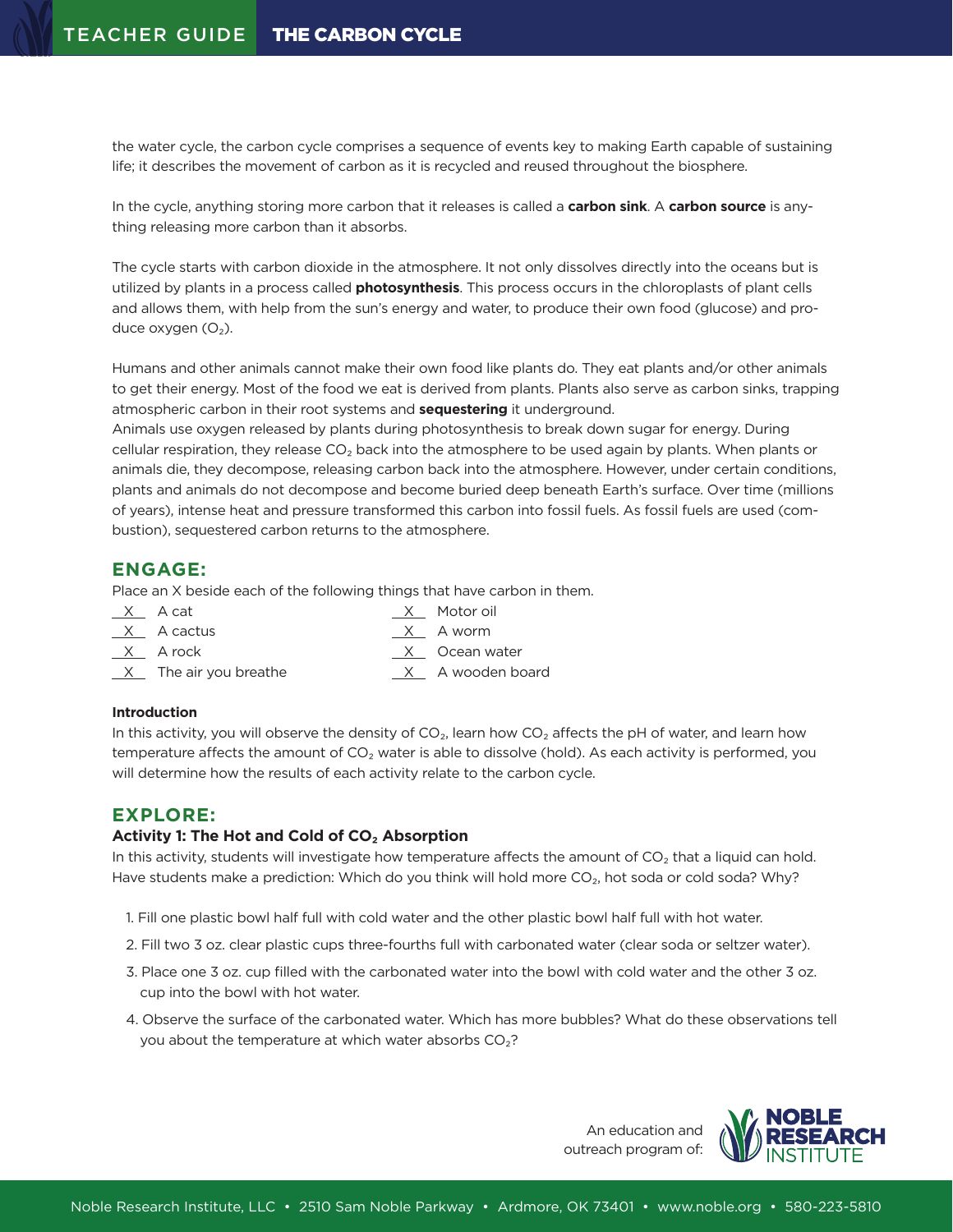the water cycle, the carbon cycle comprises a sequence of events key to making Earth capable of sustaining life; it describes the movement of carbon as it is recycled and reused throughout the biosphere.

In the cycle, anything storing more carbon that it releases is called a **carbon sink**. A **carbon source** is anything releasing more carbon than it absorbs.

The cycle starts with carbon dioxide in the atmosphere. It not only dissolves directly into the oceans but is utilized by plants in a process called **photosynthesis**. This process occurs in the chloroplasts of plant cells and allows them, with help from the sun's energy and water, to produce their own food (glucose) and produce oxygen ($O_2$).

Humans and other animals cannot make their own food like plants do. They eat plants and/or other animals to get their energy. Most of the food we eat is derived from plants. Plants also serve as carbon sinks, trapping atmospheric carbon in their root systems and **sequestering** it underground.
Animals use oxygen released by plants during photosynthesis to break down sugar for energy. During cellular respiration, they release $CO_2$ back into the atmosphere to be used again by plants. When plants or animals die, they decompose, releasing carbon back into the atmosphere. However, under certain conditions, plants and animals do not decompose and become buried deep beneath Earth's surface. Over time (millions of years), intense heat and pressure transformed this carbon into fossil fuels. As fossil fuels are used (combustion), sequestered carbon returns to the atmosphere.

## ENGAGE:

Place an X beside each of the following things that have carbon in them.

- X  A cat
- X  A cactus
- X  A rock
- X  The air you breathe
- X  Motor oil
- X  A worm
- X  Ocean water
- X  A wooden board

**Introduction**

In this activity, you will observe the density of $CO_2$, learn how $CO_2$ affects the pH of water, and learn how temperature affects the amount of $CO_2$ water is able to dissolve (hold). As each activity is performed, you will determine how the results of each activity relate to the carbon cycle.

## EXPLORE:

### Activity 1: The Hot and Cold of $CO_2$ Absorption

In this activity, students will investigate how temperature affects the amount of $CO_2$ that a liquid can hold. Have students make a prediction: Which do you think will hold more $CO_2$, hot soda or cold soda? Why?

1. Fill one plastic bowl half full with cold water and the other plastic bowl half full with hot water.
2. Fill two 3 oz. clear plastic cups three-fourths full with carbonated water (clear soda or seltzer water).
3. Place one 3 oz. cup filled with the carbonated water into the bowl with cold water and the other 3 oz. cup into the bowl with hot water.
4. Observe the surface of the carbonated water. Which has more bubbles? What do these observations tell you about the temperature at which water absorbs $CO_2$?

An education and outreach program of: NOBLE RESEARCH INSTITUTE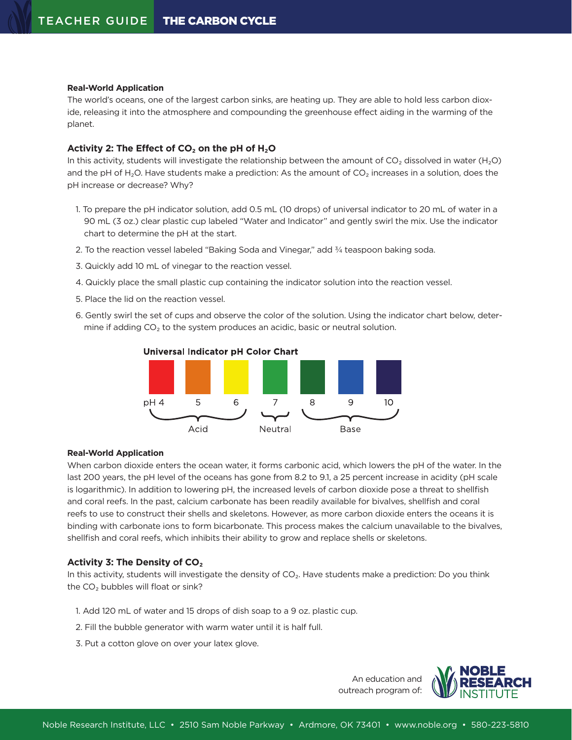**Real-World Application**

The world's oceans, one of the largest carbon sinks, are heating up. They are able to hold less carbon dioxide, releasing it into the atmosphere and compounding the greenhouse effect aiding in the warming of the planet.

### Activity 2: The Effect of $CO_2$ on the pH of $H_2O$

In this activity, students will investigate the relationship between the amount of $CO_2$ dissolved in water ($H_2O$) and the pH of $H_2O$. Have students make a prediction: As the amount of $CO_2$ increases in a solution, does the pH increase or decrease? Why?

1. To prepare the pH indicator solution, add 0.5 mL (10 drops) of universal indicator to 20 mL of water in a 90 mL (3 oz.) clear plastic cup labeled "Water and Indicator" and gently swirl the mix. Use the indicator chart to determine the pH at the start.
2. To the reaction vessel labeled "Baking Soda and Vinegar," add ¾ teaspoon baking soda.
3. Quickly add 10 mL of vinegar to the reaction vessel.
4. Quickly place the small plastic cup containing the indicator solution into the reaction vessel.
5. Place the lid on the reaction vessel.
6. Gently swirl the set of cups and observe the color of the solution. Using the indicator chart below, determine if adding $CO_2$ to the system produces an acidic, basic or neutral solution.

**Universal Indicator pH Color Chart**

| pH 4 | 5 | 6 | 7 | 8 | 9 | 10 |
|---|---|---|---|---|---|---|
| Red | Orange | Yellow | Green | Dark green | Blue | Dark blue |
| Acid | | | Neutral | Base | | |

**Real-World Application**

When carbon dioxide enters the ocean water, it forms carbonic acid, which lowers the pH of the water. In the last 200 years, the pH level of the oceans has gone from 8.2 to 9.1, a 25 percent increase in acidity (pH scale is logarithmic). In addition to lowering pH, the increased levels of carbon dioxide pose a threat to shellfish and coral reefs. In the past, calcium carbonate has been readily available for bivalves, shellfish and coral reefs to use to construct their shells and skeletons. However, as more carbon dioxide enters the oceans it is binding with carbonate ions to form bicarbonate. This process makes the calcium unavailable to the bivalves, shellfish and coral reefs, which inhibits their ability to grow and replace shells or skeletons.

### Activity 3: The Density of $CO_2$

In this activity, students will investigate the density of $CO_2$. Have students make a prediction: Do you think the $CO_2$ bubbles will float or sink?

1. Add 120 mL of water and 15 drops of dish soap to a 9 oz. plastic cup.
2. Fill the bubble generator with warm water until it is half full.
3. Put a cotton glove on over your latex glove.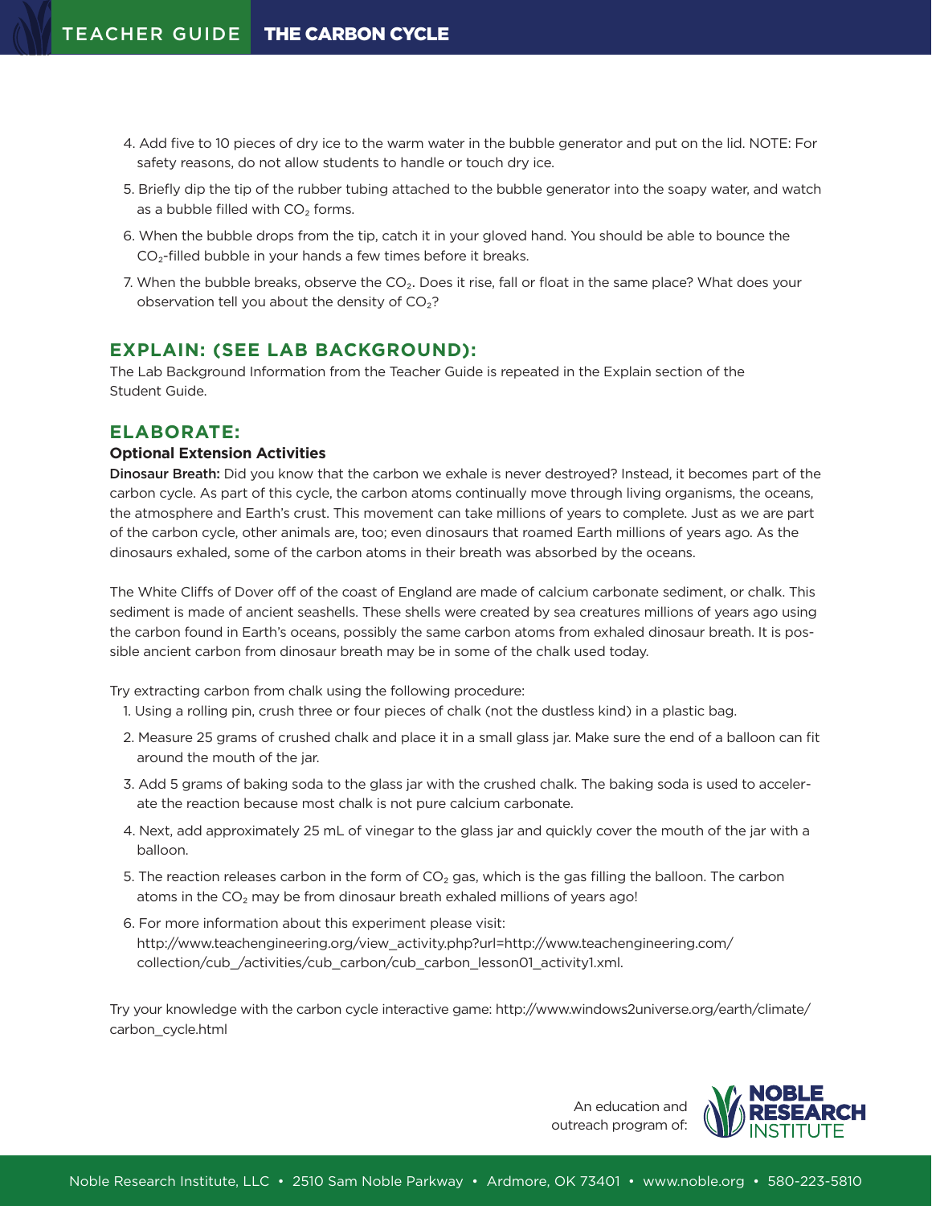4. Add five to 10 pieces of dry ice to the warm water in the bubble generator and put on the lid. NOTE: For safety reasons, do not allow students to handle or touch dry ice.
5. Briefly dip the tip of the rubber tubing attached to the bubble generator into the soapy water, and watch as a bubble filled with $CO_2$ forms.
6. When the bubble drops from the tip, catch it in your gloved hand. You should be able to bounce the $CO_2$-filled bubble in your hands a few times before it breaks.
7. When the bubble breaks, observe the $CO_2$. Does it rise, fall or float in the same place? What does your observation tell you about the density of $CO_2$?

## EXPLAIN: (SEE LAB BACKGROUND):

The Lab Background Information from the Teacher Guide is repeated in the Explain section of the Student Guide.

## ELABORATE:

### Optional Extension Activities

**Dinosaur Breath:** Did you know that the carbon we exhale is never destroyed? Instead, it becomes part of the carbon cycle. As part of this cycle, the carbon atoms continually move through living organisms, the oceans, the atmosphere and Earth's crust. This movement can take millions of years to complete. Just as we are part of the carbon cycle, other animals are, too; even dinosaurs that roamed Earth millions of years ago. As the dinosaurs exhaled, some of the carbon atoms in their breath was absorbed by the oceans.

The White Cliffs of Dover off of the coast of England are made of calcium carbonate sediment, or chalk. This sediment is made of ancient seashells. These shells were created by sea creatures millions of years ago using the carbon found in Earth's oceans, possibly the same carbon atoms from exhaled dinosaur breath. It is possible ancient carbon from dinosaur breath may be in some of the chalk used today.

Try extracting carbon from chalk using the following procedure:

1. Using a rolling pin, crush three or four pieces of chalk (not the dustless kind) in a plastic bag.
2. Measure 25 grams of crushed chalk and place it in a small glass jar. Make sure the end of a balloon can fit around the mouth of the jar.
3. Add 5 grams of baking soda to the glass jar with the crushed chalk. The baking soda is used to accelerate the reaction because most chalk is not pure calcium carbonate.
4. Next, add approximately 25 mL of vinegar to the glass jar and quickly cover the mouth of the jar with a balloon.
5. The reaction releases carbon in the form of $CO_2$ gas, which is the gas filling the balloon. The carbon atoms in the $CO_2$ may be from dinosaur breath exhaled millions of years ago!
6. For more information about this experiment please visit: http://www.teachengineering.org/view_activity.php?url=http://www.teachengineering.com/collection/cub_/activities/cub_carbon/cub_carbon_lesson01_activity1.xml.

Try your knowledge with the carbon cycle interactive game: http://www.windows2universe.org/earth/climate/carbon_cycle.html

An education and outreach program of: NOBLE RESEARCH INSTITUTE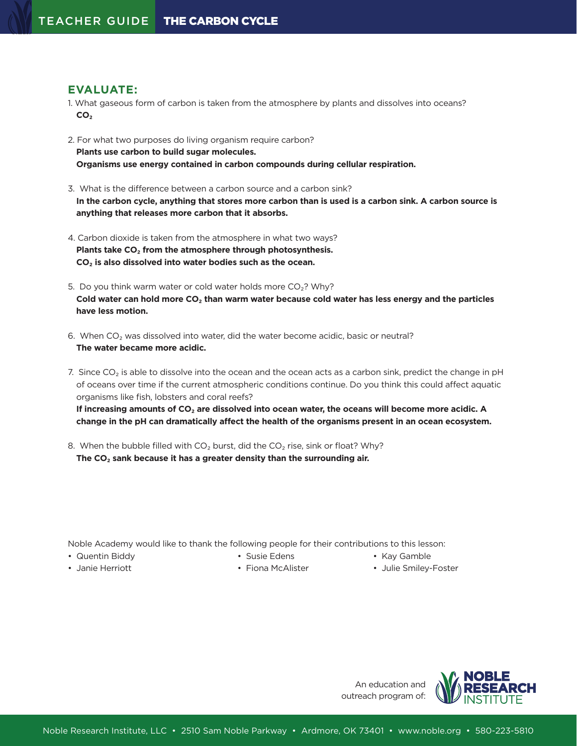## EVALUATE:

1. What gaseous form of carbon is taken from the atmosphere by plants and dissolves into oceans?
   **$CO_2$**

2. For what two purposes do living organism require carbon?
   **Plants use carbon to build sugar molecules.**
   **Organisms use energy contained in carbon compounds during cellular respiration.**

3. What is the difference between a carbon source and a carbon sink?
   **In the carbon cycle, anything that stores more carbon than is used is a carbon sink. A carbon source is anything that releases more carbon that it absorbs.**

4. Carbon dioxide is taken from the atmosphere in what two ways?
   **Plants take $CO_2$ from the atmosphere through photosynthesis.**
   **$CO_2$ is also dissolved into water bodies such as the ocean.**

5. Do you think warm water or cold water holds more $CO_2$? Why?
   **Cold water can hold more $CO_2$ than warm water because cold water has less energy and the particles have less motion.**

6. When $CO_2$ was dissolved into water, did the water become acidic, basic or neutral?
   **The water became more acidic.**

7. Since $CO_2$ is able to dissolve into the ocean and the ocean acts as a carbon sink, predict the change in pH of oceans over time if the current atmospheric conditions continue. Do you think this could affect aquatic organisms like fish, lobsters and coral reefs?
   **If increasing amounts of $CO_2$ are dissolved into ocean water, the oceans will become more acidic. A change in the pH can dramatically affect the health of the organisms present in an ocean ecosystem.**

8. When the bubble filled with $CO_2$ burst, did the $CO_2$ rise, sink or float? Why?
   **The $CO_2$ sank because it has a greater density than the surrounding air.**

Noble Academy would like to thank the following people for their contributions to this lesson:

- Quentin Biddy
- Janie Herriott
- Susie Edens
- Fiona McAlister
- Kay Gamble
- Julie Smiley-Foster

An education and outreach program of: NOBLE RESEARCH INSTITUTE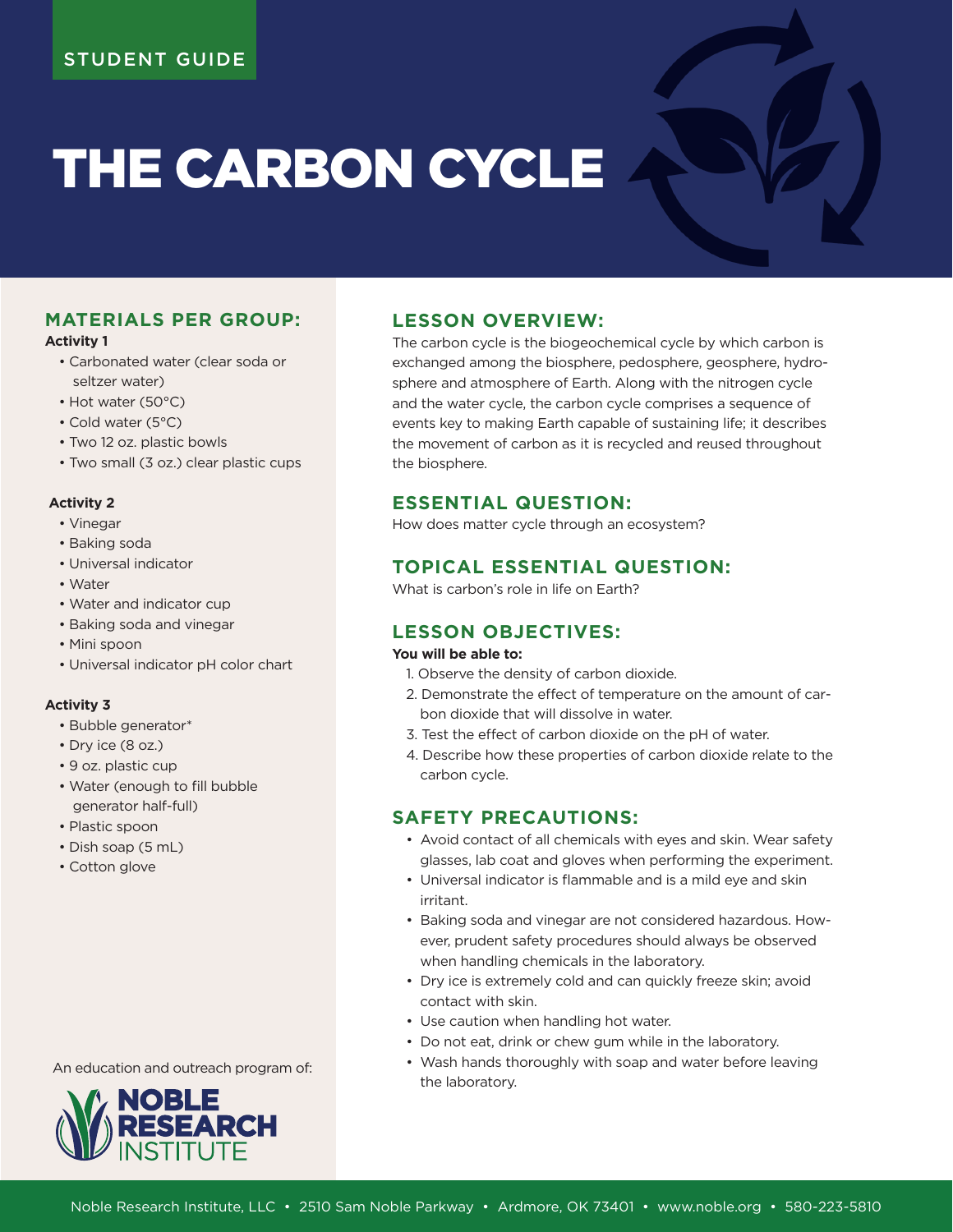STUDENT GUIDE

# THE CARBON CYCLE

## MATERIALS PER GROUP:

**Activity 1**

- Carbonated water (clear soda or seltzer water)
- Hot water (50°C)
- Cold water (5°C)
- Two 12 oz. plastic bowls
- Two small (3 oz.) clear plastic cups

**Activity 2**

- Vinegar
- Baking soda
- Universal indicator
- Water
- Water and indicator cup
- Baking soda and vinegar
- Mini spoon
- Universal indicator pH color chart

**Activity 3**

- Bubble generator*
- Dry ice (8 oz.)
- 9 oz. plastic cup
- Water (enough to fill bubble generator half-full)
- Plastic spoon
- Dish soap (5 mL)
- Cotton glove

An education and outreach program of:

NOBLE RESEARCH INSTITUTE

## LESSON OVERVIEW:

The carbon cycle is the biogeochemical cycle by which carbon is exchanged among the biosphere, pedosphere, geosphere, hydrosphere and atmosphere of Earth. Along with the nitrogen cycle and the water cycle, the carbon cycle comprises a sequence of events key to making Earth capable of sustaining life; it describes the movement of carbon as it is recycled and reused throughout the biosphere.

## ESSENTIAL QUESTION:

How does matter cycle through an ecosystem?

## TOPICAL ESSENTIAL QUESTION:

What is carbon's role in life on Earth?

## LESSON OBJECTIVES:

**You will be able to:**

1. Observe the density of carbon dioxide.
2. Demonstrate the effect of temperature on the amount of carbon dioxide that will dissolve in water.
3. Test the effect of carbon dioxide on the pH of water.
4. Describe how these properties of carbon dioxide relate to the carbon cycle.

## SAFETY PRECAUTIONS:

- Avoid contact of all chemicals with eyes and skin. Wear safety glasses, lab coat and gloves when performing the experiment.
- Universal indicator is flammable and is a mild eye and skin irritant.
- Baking soda and vinegar are not considered hazardous. However, prudent safety procedures should always be observed when handling chemicals in the laboratory.
- Dry ice is extremely cold and can quickly freeze skin; avoid contact with skin.
- Use caution when handling hot water.
- Do not eat, drink or chew gum while in the laboratory.
- Wash hands thoroughly with soap and water before leaving the laboratory.

Noble Research Institute, LLC • 2510 Sam Noble Parkway • Ardmore, OK 73401 • www.noble.org • 580-223-5810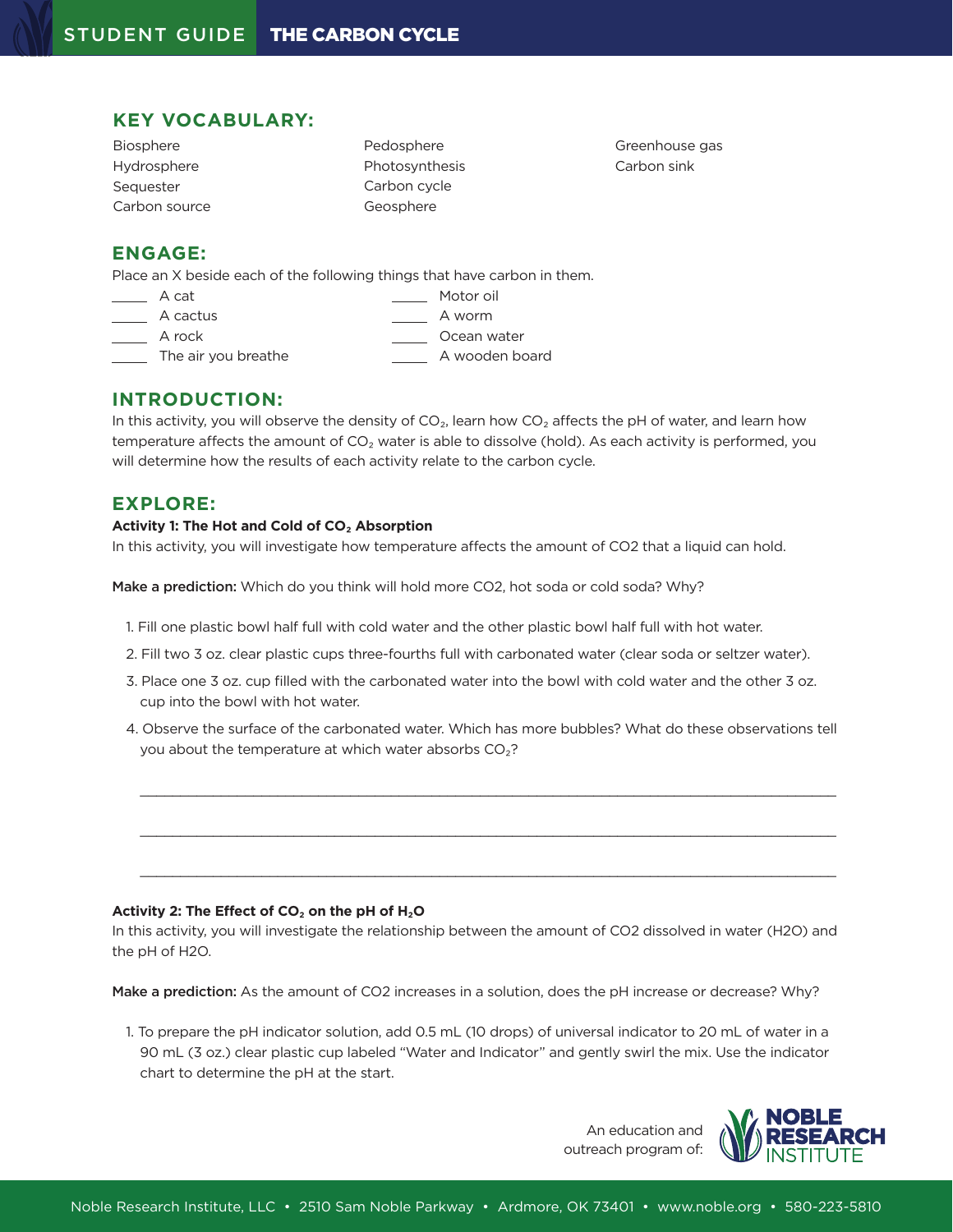## KEY VOCABULARY:

Biosphere
Hydrosphere
Sequester
Carbon source
Pedosphere
Photosynthesis
Carbon cycle
Geosphere
Greenhouse gas
Carbon sink

## ENGAGE:

Place an X beside each of the following things that have carbon in them.

_____ A cat
_____ A cactus
_____ A rock
_____ The air you breathe
_____ Motor oil
_____ A worm
_____ Ocean water
_____ A wooden board

## INTRODUCTION:

In this activity, you will observe the density of $CO_2$, learn how $CO_2$ affects the pH of water, and learn how temperature affects the amount of $CO_2$ water is able to dissolve (hold). As each activity is performed, you will determine how the results of each activity relate to the carbon cycle.

## EXPLORE:

**Activity 1: The Hot and Cold of $CO_2$ Absorption**

In this activity, you will investigate how temperature affects the amount of CO2 that a liquid can hold.

**Make a prediction:** Which do you think will hold more CO2, hot soda or cold soda? Why?

1. Fill one plastic bowl half full with cold water and the other plastic bowl half full with hot water.
2. Fill two 3 oz. clear plastic cups three-fourths full with carbonated water (clear soda or seltzer water).
3. Place one 3 oz. cup filled with the carbonated water into the bowl with cold water and the other 3 oz. cup into the bowl with hot water.
4. Observe the surface of the carbonated water. Which has more bubbles? What do these observations tell you about the temperature at which water absorbs $CO_2$?

_______________________________________________________________________________

_______________________________________________________________________________

_______________________________________________________________________________

**Activity 2: The Effect of $CO_2$ on the pH of $H_2O$**

In this activity, you will investigate the relationship between the amount of CO2 dissolved in water (H2O) and the pH of H2O.

**Make a prediction:** As the amount of CO2 increases in a solution, does the pH increase or decrease? Why?

1. To prepare the pH indicator solution, add 0.5 mL (10 drops) of universal indicator to 20 mL of water in a 90 mL (3 oz.) clear plastic cup labeled "Water and Indicator" and gently swirl the mix. Use the indicator chart to determine the pH at the start.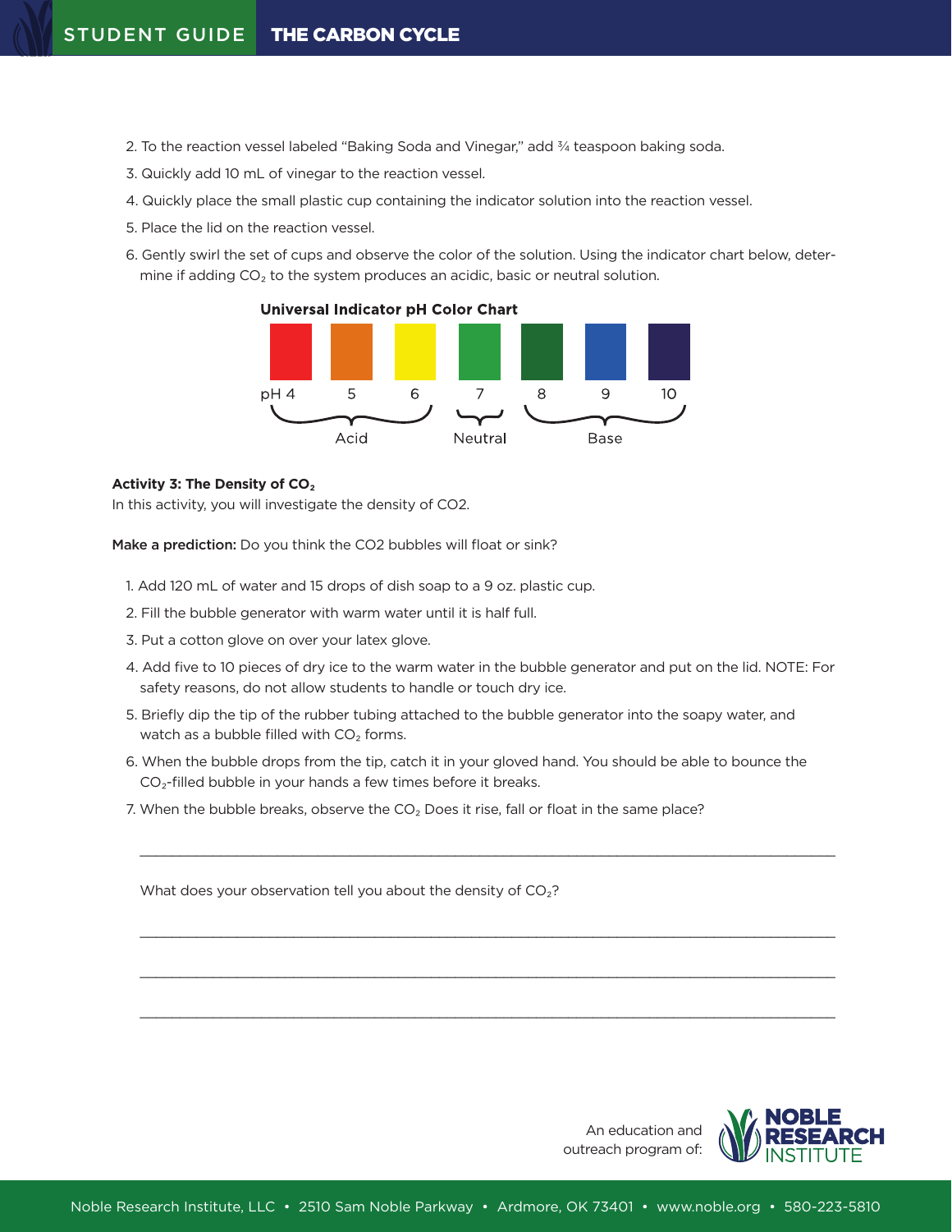2. To the reaction vessel labeled "Baking Soda and Vinegar," add ¾ teaspoon baking soda.
3. Quickly add 10 mL of vinegar to the reaction vessel.
4. Quickly place the small plastic cup containing the indicator solution into the reaction vessel.
5. Place the lid on the reaction vessel.
6. Gently swirl the set of cups and observe the color of the solution. Using the indicator chart below, determine if adding $CO_2$ to the system produces an acidic, basic or neutral solution.

**Universal Indicator pH Color Chart**

| pH 4 | 5 | 6 | 7 | 8 | 9 | 10 |
|---|---|---|---|---|---|---|
| Red | Orange | Yellow | Green | Dark green | Blue | Dark purple |
| Acid | | | Neutral | Base | | |

**Activity 3: The Density of $CO_2$**

In this activity, you will investigate the density of CO2.

**Make a prediction:** Do you think the CO2 bubbles will float or sink?

1. Add 120 mL of water and 15 drops of dish soap to a 9 oz. plastic cup.
2. Fill the bubble generator with warm water until it is half full.
3. Put a cotton glove on over your latex glove.
4. Add five to 10 pieces of dry ice to the warm water in the bubble generator and put on the lid. NOTE: For safety reasons, do not allow students to handle or touch dry ice.
5. Briefly dip the tip of the rubber tubing attached to the bubble generator into the soapy water, and watch as a bubble filled with $CO_2$ forms.
6. When the bubble drops from the tip, catch it in your gloved hand. You should be able to bounce the $CO_2$-filled bubble in your hands a few times before it breaks.
7. When the bubble breaks, observe the $CO_2$ Does it rise, fall or float in the same place?

______________________________________________________________________________

What does your observation tell you about the density of $CO_2$?

______________________________________________________________________________

______________________________________________________________________________

______________________________________________________________________________

An education and outreach program of: NOBLE RESEARCH INSTITUTE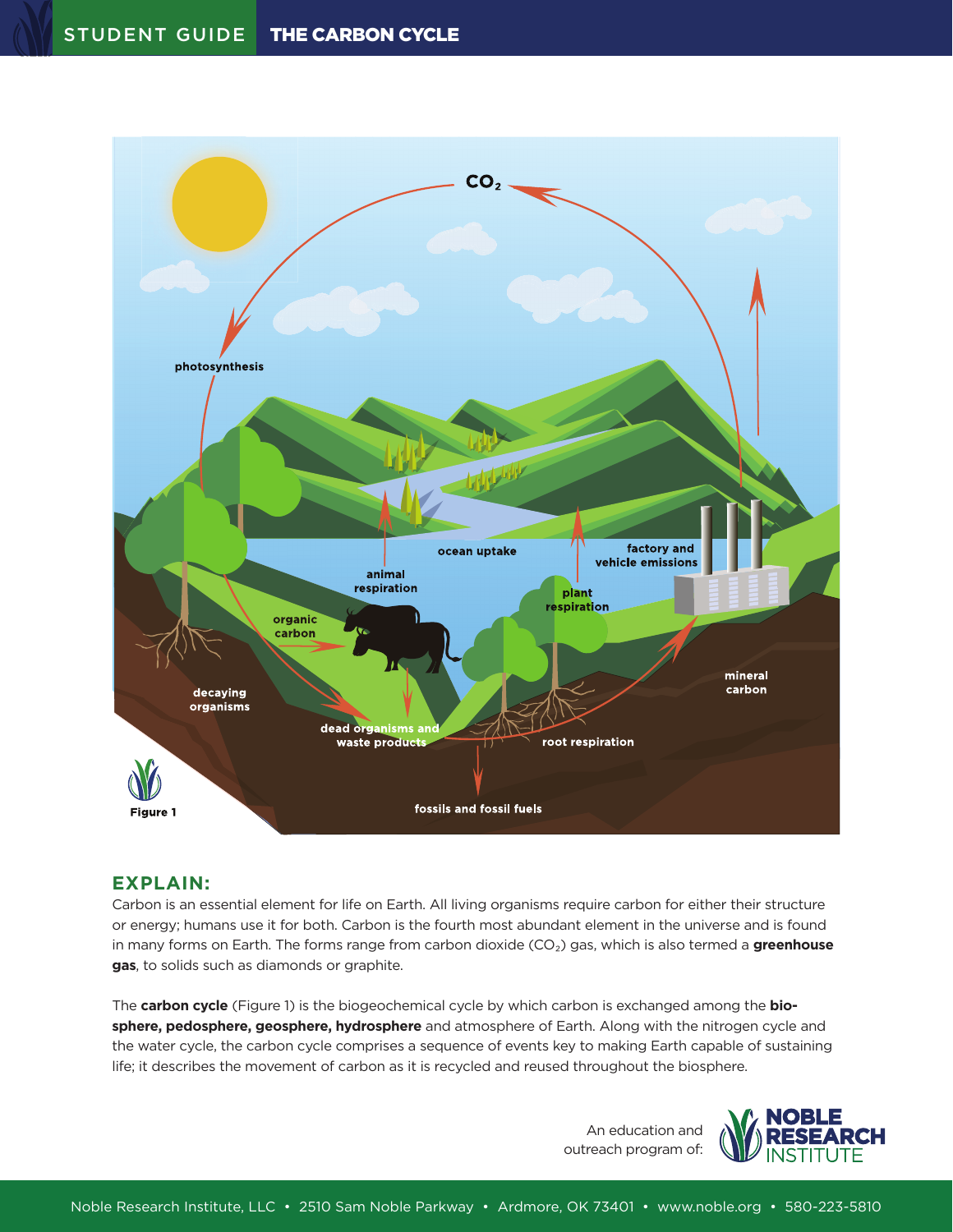**Figure 1**

## EXPLAIN:

Carbon is an essential element for life on Earth. All living organisms require carbon for either their structure or energy; humans use it for both. Carbon is the fourth most abundant element in the universe and is found in many forms on Earth. The forms range from carbon dioxide ($CO_2$) gas, which is also termed a **greenhouse gas**, to solids such as diamonds or graphite.

The **carbon cycle** (Figure 1) is the biogeochemical cycle by which carbon is exchanged among the **biosphere, pedosphere, geosphere, hydrosphere** and atmosphere of Earth. Along with the nitrogen cycle and the water cycle, the carbon cycle comprises a sequence of events key to making Earth capable of sustaining life; it describes the movement of carbon as it is recycled and reused throughout the biosphere.

An education and outreach program of: NOBLE RESEARCH INSTITUTE

Noble Research Institute, LLC • 2510 Sam Noble Parkway • Ardmore, OK 73401 • www.noble.org • 580-223-5810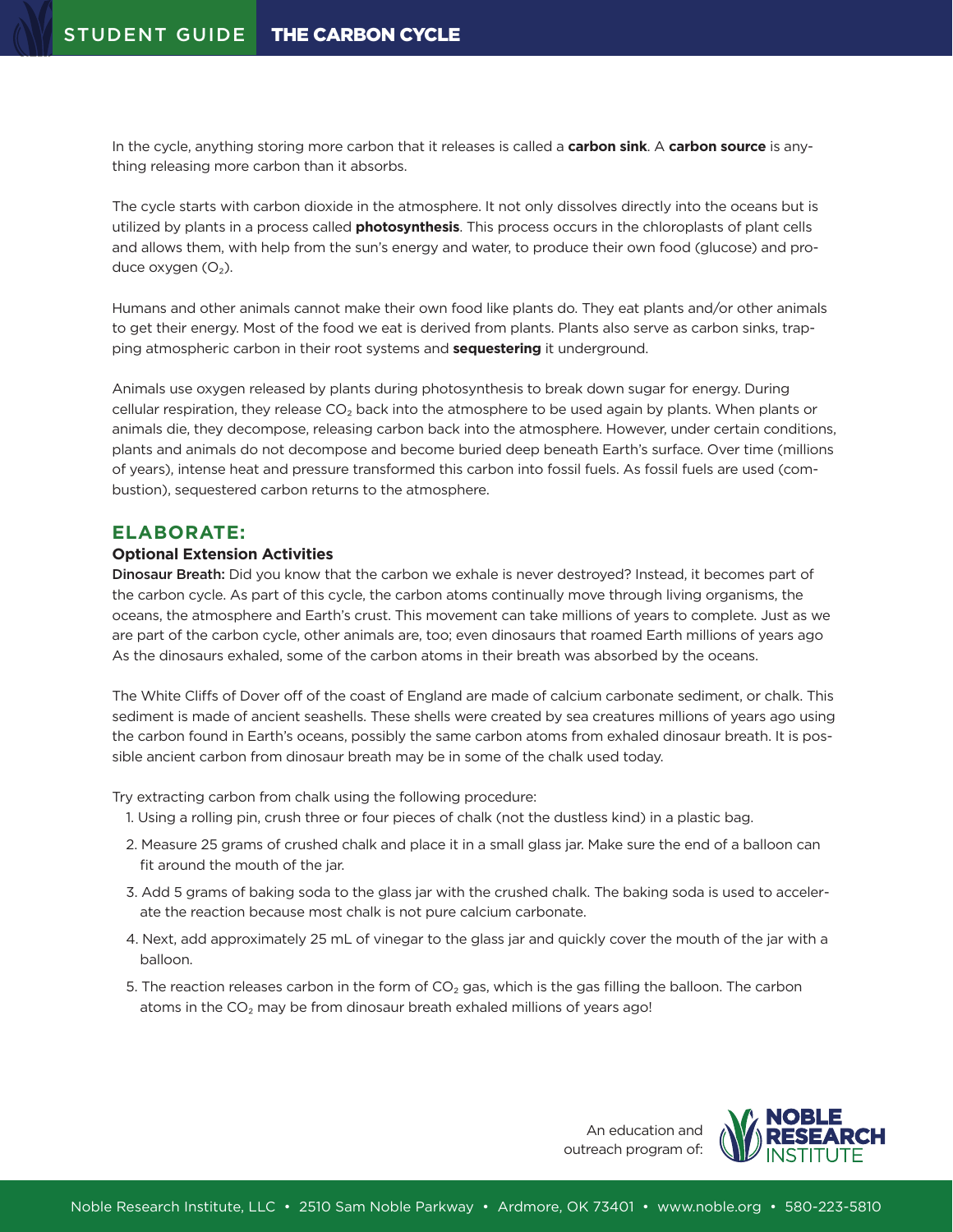In the cycle, anything storing more carbon that it releases is called a **carbon sink**. A **carbon source** is anything releasing more carbon than it absorbs.

The cycle starts with carbon dioxide in the atmosphere. It not only dissolves directly into the oceans but is utilized by plants in a process called **photosynthesis**. This process occurs in the chloroplasts of plant cells and allows them, with help from the sun's energy and water, to produce their own food (glucose) and produce oxygen ($O_2$).

Humans and other animals cannot make their own food like plants do. They eat plants and/or other animals to get their energy. Most of the food we eat is derived from plants. Plants also serve as carbon sinks, trapping atmospheric carbon in their root systems and **sequestering** it underground.

Animals use oxygen released by plants during photosynthesis to break down sugar for energy. During cellular respiration, they release $CO_2$ back into the atmosphere to be used again by plants. When plants or animals die, they decompose, releasing carbon back into the atmosphere. However, under certain conditions, plants and animals do not decompose and become buried deep beneath Earth's surface. Over time (millions of years), intense heat and pressure transformed this carbon into fossil fuels. As fossil fuels are used (combustion), sequestered carbon returns to the atmosphere.

## ELABORATE:

### Optional Extension Activities

**Dinosaur Breath:** Did you know that the carbon we exhale is never destroyed? Instead, it becomes part of the carbon cycle. As part of this cycle, the carbon atoms continually move through living organisms, the oceans, the atmosphere and Earth's crust. This movement can take millions of years to complete. Just as we are part of the carbon cycle, other animals are, too; even dinosaurs that roamed Earth millions of years ago As the dinosaurs exhaled, some of the carbon atoms in their breath was absorbed by the oceans.

The White Cliffs of Dover off of the coast of England are made of calcium carbonate sediment, or chalk. This sediment is made of ancient seashells. These shells were created by sea creatures millions of years ago using the carbon found in Earth's oceans, possibly the same carbon atoms from exhaled dinosaur breath. It is possible ancient carbon from dinosaur breath may be in some of the chalk used today.

Try extracting carbon from chalk using the following procedure:

1. Using a rolling pin, crush three or four pieces of chalk (not the dustless kind) in a plastic bag.
2. Measure 25 grams of crushed chalk and place it in a small glass jar. Make sure the end of a balloon can fit around the mouth of the jar.
3. Add 5 grams of baking soda to the glass jar with the crushed chalk. The baking soda is used to accelerate the reaction because most chalk is not pure calcium carbonate.
4. Next, add approximately 25 mL of vinegar to the glass jar and quickly cover the mouth of the jar with a balloon.
5. The reaction releases carbon in the form of $CO_2$ gas, which is the gas filling the balloon. The carbon atoms in the $CO_2$ may be from dinosaur breath exhaled millions of years ago!

An education and outreach program of: NOBLE RESEARCH INSTITUTE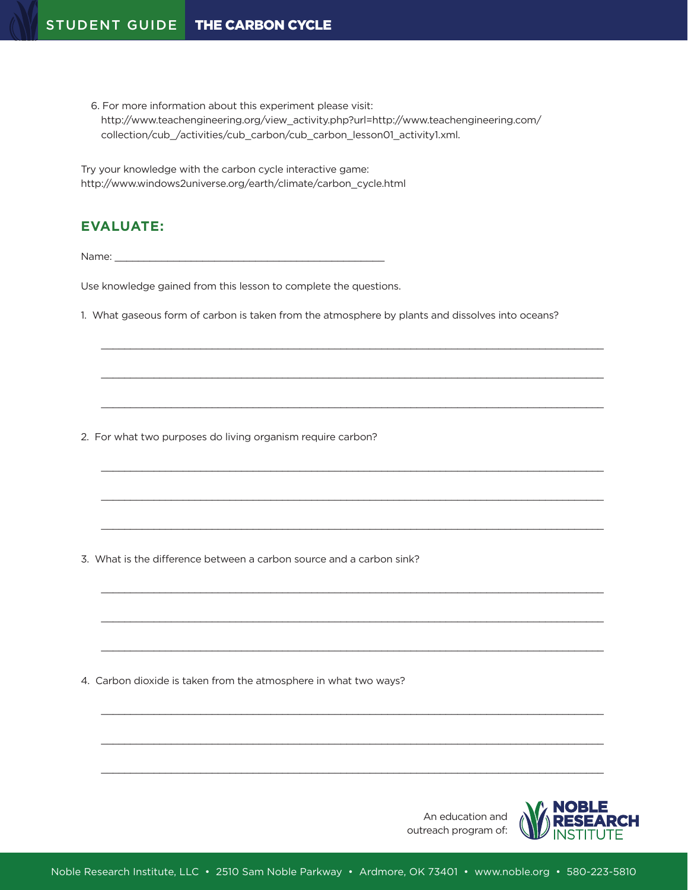6. For more information about this experiment please visit: http://www.teachengineering.org/view_activity.php?url=http://www.teachengineering.com/collection/cub_/activities/cub_carbon/cub_carbon_lesson01_activity1.xml.

Try your knowledge with the carbon cycle interactive game: http://www.windows2universe.org/earth/climate/carbon_cycle.html

## EVALUATE:

Name: ___________________________________________

Use knowledge gained from this lesson to complete the questions.

1. What gaseous form of carbon is taken from the atmosphere by plants and dissolves into oceans?

_______________________________________________________________________________

_______________________________________________________________________________

_______________________________________________________________________________

2. For what two purposes do living organism require carbon?

_______________________________________________________________________________

_______________________________________________________________________________

_______________________________________________________________________________

3. What is the difference between a carbon source and a carbon sink?

_______________________________________________________________________________

_______________________________________________________________________________

_______________________________________________________________________________

4. Carbon dioxide is taken from the atmosphere in what two ways?

_______________________________________________________________________________

_______________________________________________________________________________

_______________________________________________________________________________

An education and outreach program of: NOBLE RESEARCH INSTITUTE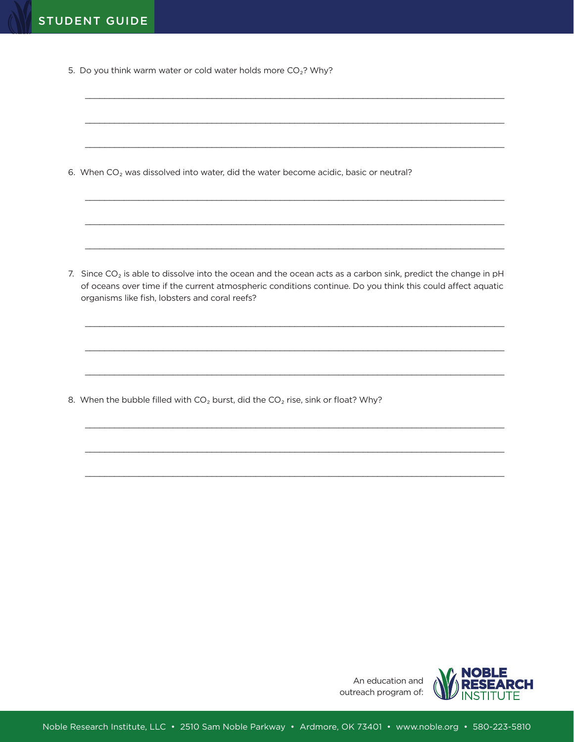5. Do you think warm water or cold water holds more $CO_2$? Why?

______________________________________________________________________________

______________________________________________________________________________

______________________________________________________________________________

6. When $CO_2$ was dissolved into water, did the water become acidic, basic or neutral?

______________________________________________________________________________

______________________________________________________________________________

______________________________________________________________________________

7. Since $CO_2$ is able to dissolve into the ocean and the ocean acts as a carbon sink, predict the change in pH of oceans over time if the current atmospheric conditions continue. Do you think this could affect aquatic organisms like fish, lobsters and coral reefs?

______________________________________________________________________________

______________________________________________________________________________

______________________________________________________________________________

8. When the bubble filled with $CO_2$ burst, did the $CO_2$ rise, sink or float? Why?

______________________________________________________________________________

______________________________________________________________________________

______________________________________________________________________________

An education and outreach program of: NOBLE RESEARCH INSTITUTE